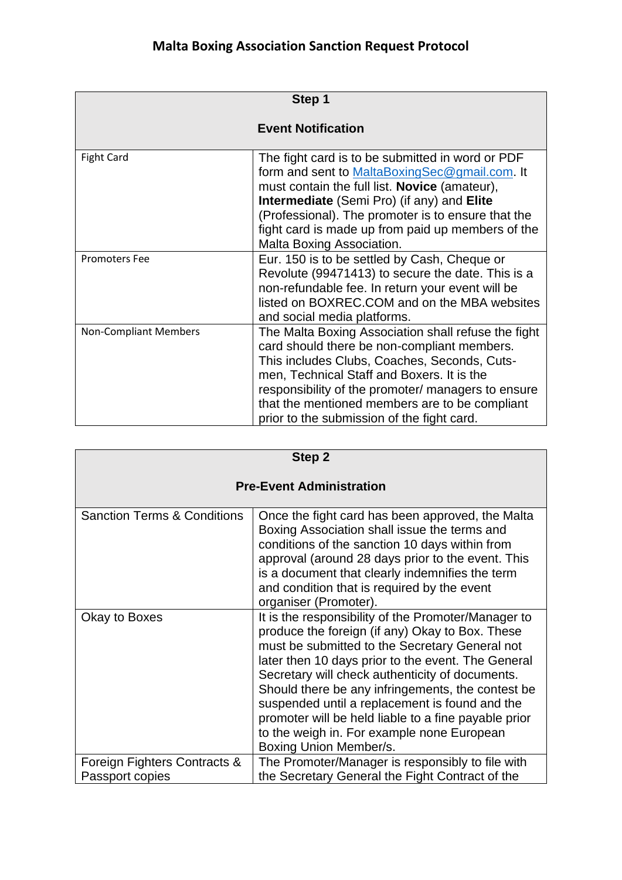# Malta Boxing Association Sanction Request Protocol

| Step 1<br><br>Event Notification | |
|---|---|
| Fight Card | The fight card is to be submitted in word or PDF form and sent to MaltaBoxingSec@gmail.com. It must contain the full list. **Novice** (amateur), **Intermediate** (Semi Pro) (if any) and **Elite** (Professional). The promoter is to ensure that the fight card is made up from paid up members of the Malta Boxing Association. |
| Promoters Fee | Eur. 150 is to be settled by Cash, Cheque or Revolute (99471413) to secure the date. This is a non-refundable fee. In return your event will be listed on BOXREC.COM and on the MBA websites and social media platforms. |
| Non-Compliant Members | The Malta Boxing Association shall refuse the fight card should there be non-compliant members. This includes Clubs, Coaches, Seconds, Cuts-men, Technical Staff and Boxers. It is the responsibility of the promoter/ managers to ensure that the mentioned members are to be compliant prior to the submission of the fight card. |

| Step 2<br><br>Pre-Event Administration | |
|---|---|
| Sanction Terms & Conditions | Once the fight card has been approved, the Malta Boxing Association shall issue the terms and conditions of the sanction 10 days within from approval (around 28 days prior to the event. This is a document that clearly indemnifies the term and condition that is required by the event organiser (Promoter). |
| Okay to Boxes | It is the responsibility of the Promoter/Manager to produce the foreign (if any) Okay to Box. These must be submitted to the Secretary General not later then 10 days prior to the event. The General Secretary will check authenticity of documents. Should there be any infringements, the contest be suspended until a replacement is found and the promoter will be held liable to a fine payable prior to the weigh in. For example none European Boxing Union Member/s. |
| Foreign Fighters Contracts & Passport copies | The Promoter/Manager is responsibly to file with the Secretary General the Fight Contract of the |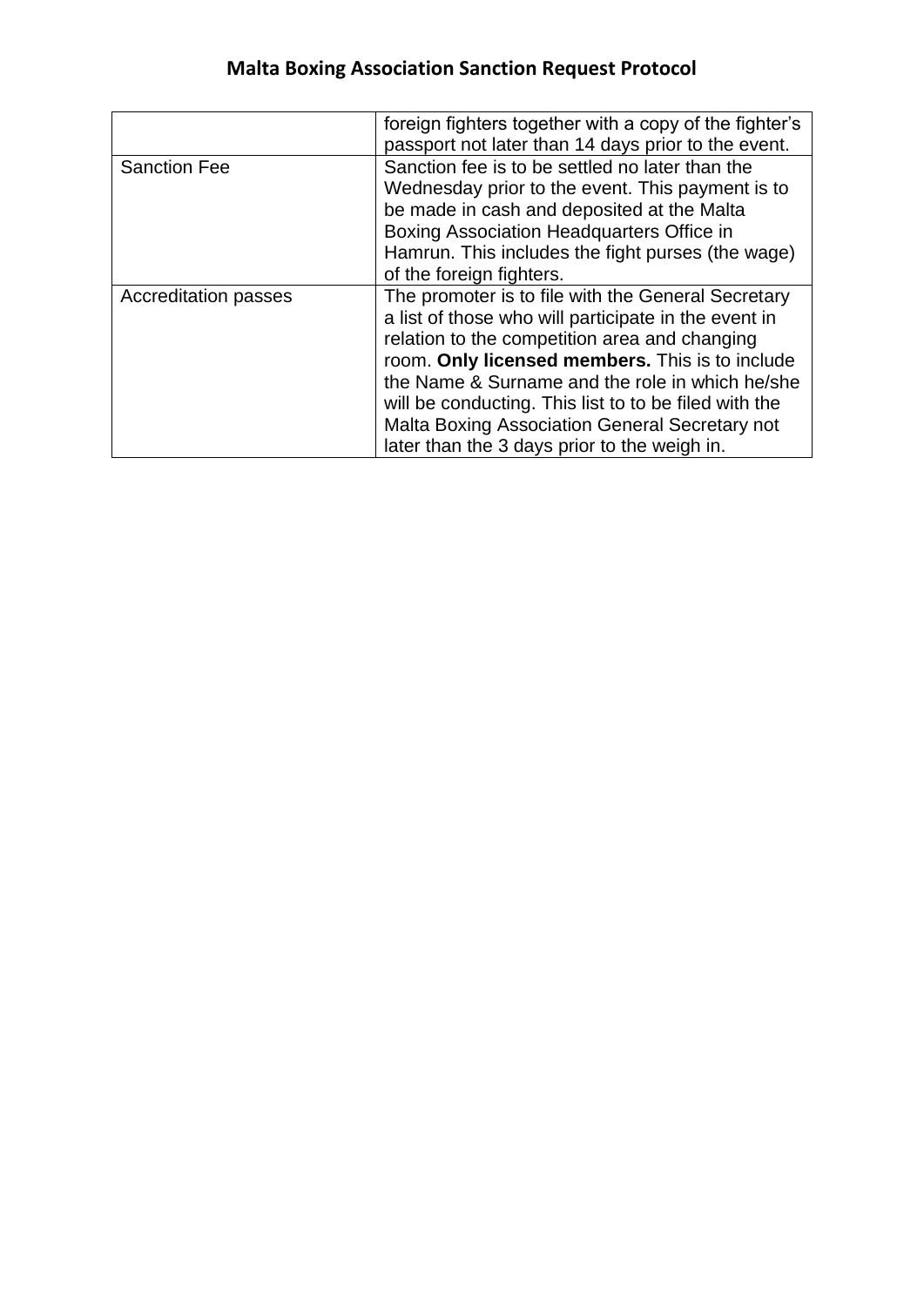# Malta Boxing Association Sanction Request Protocol

| | |
|---|---|
| | foreign fighters together with a copy of the fighter's passport not later than 14 days prior to the event. |
| Sanction Fee | Sanction fee is to be settled no later than the Wednesday prior to the event. This payment is to be made in cash and deposited at the Malta Boxing Association Headquarters Office in Hamrun. This includes the fight purses (the wage) of the foreign fighters. |
| Accreditation passes | The promoter is to file with the General Secretary a list of those who will participate in the event in relation to the competition area and changing room. **Only licensed members.** This is to include the Name & Surname and the role in which he/she will be conducting. This list to to be filed with the Malta Boxing Association General Secretary not later than the 3 days prior to the weigh in. |